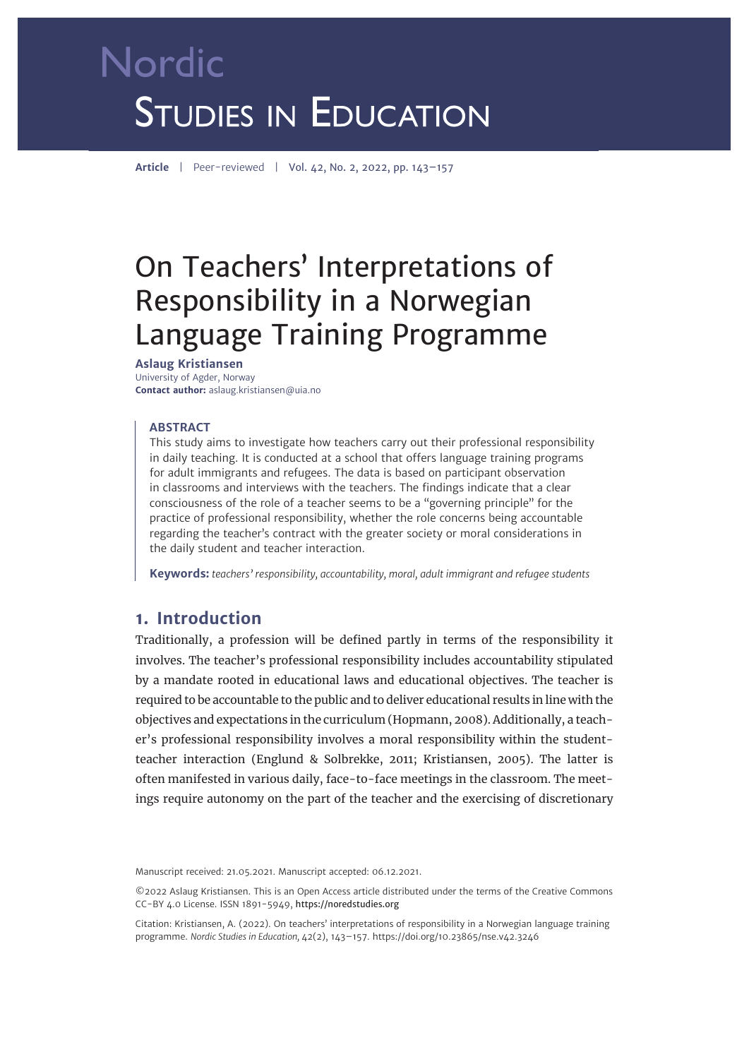Article | Peer-reviewed

# On Teachers' Interpretations of Responsibility in a Norwegian Language Training Programme

**Aslaug Kristiansen**
University of Agder, Norway
**Contact author:** aslaug.kristiansen@uia.no

### ABSTRACT

This study aims to investigate how teachers carry out their professional responsibility in daily teaching. It is conducted at a school that offers language training programs for adult immigrants and refugees. The data is based on participant observation in classrooms and interviews with the teachers. The findings indicate that a clear consciousness of the role of a teacher seems to be a "governing principle" for the practice of professional responsibility, whether the role concerns being accountable regarding the teacher's contract with the greater society or moral considerations in the daily student and teacher interaction.

**Keywords:** *teachers' responsibility, accountability, moral, adult immigrant and refugee students*

## 1. Introduction

Traditionally, a profession will be defined partly in terms of the responsibility it involves. The teacher's professional responsibility includes accountability stipulated by a mandate rooted in educational laws and educational objectives. The teacher is required to be accountable to the public and to deliver educational results in line with the objectives and expectations in the curriculum (Hopmann, 2008). Additionally, a teacher's professional responsibility involves a moral responsibility within the student-teacher interaction (Englund & Solbrekke, 2011; Kristiansen, 2005). The latter is often manifested in various daily, face-to-face meetings in the classroom. The meetings require autonomy on the part of the teacher and the exercising of discretionary

Manuscript received: 21.05.2021. Manuscript accepted: 06.12.2021.

©2022 Aslaug Kristiansen. This is an Open Access article distributed under the terms of the Creative Commons CC-BY 4.0 License. ISSN 1891-5949, https://noredstudies.org

Citation: Kristiansen, A. (2022). On teachers' interpretations of responsibility in a Norwegian language training programme. *Nordic Studies in Education*, 42(2), 143–157. https://doi.org/10.23865/nse.v42.3246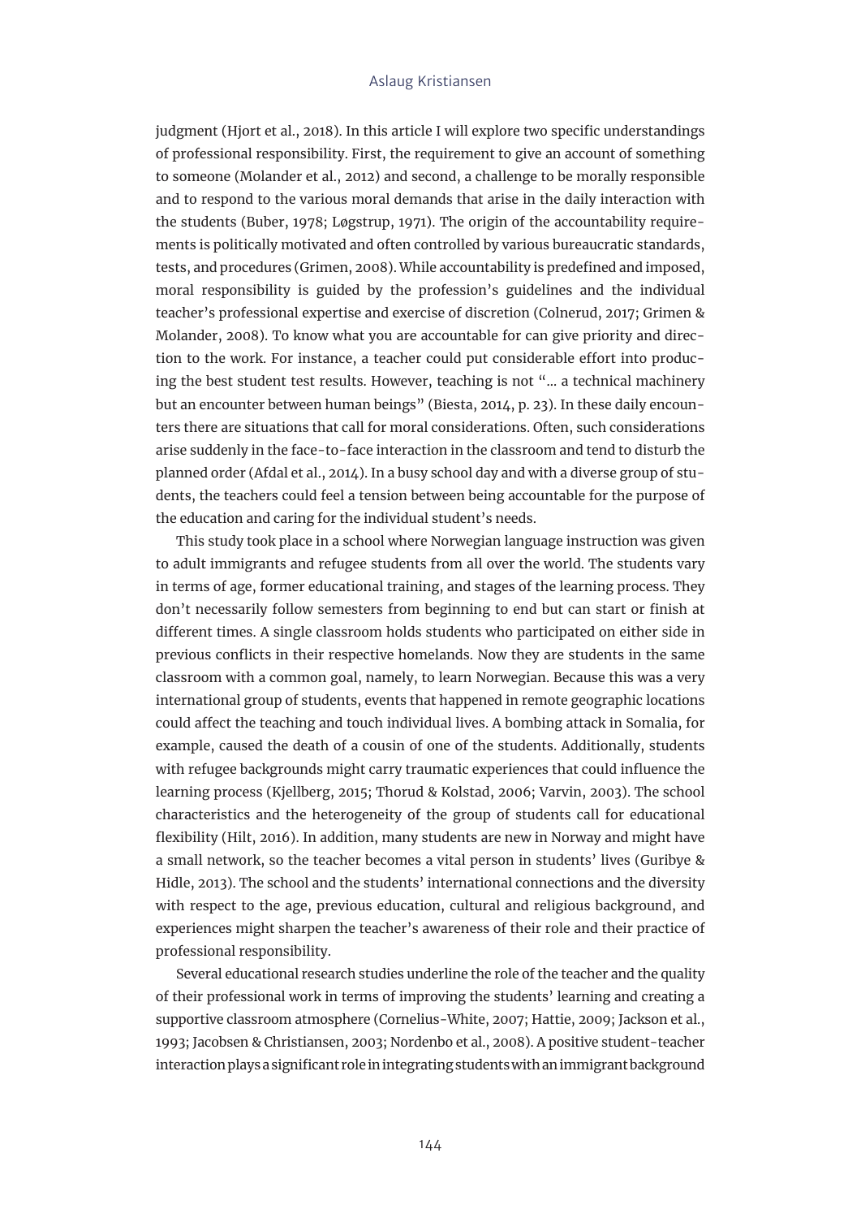judgment (Hjort et al., 2018). In this article I will explore two specific understandings of professional responsibility. First, the requirement to give an account of something to someone (Molander et al., 2012) and second, a challenge to be morally responsible and to respond to the various moral demands that arise in the daily interaction with the students (Buber, 1978; Løgstrup, 1971). The origin of the accountability requirements is politically motivated and often controlled by various bureaucratic standards, tests, and procedures (Grimen, 2008). While accountability is predefined and imposed, moral responsibility is guided by the profession's guidelines and the individual teacher's professional expertise and exercise of discretion (Colnerud, 2017; Grimen & Molander, 2008). To know what you are accountable for can give priority and direction to the work. For instance, a teacher could put considerable effort into producing the best student test results. However, teaching is not "… a technical machinery but an encounter between human beings" (Biesta, 2014, p. 23). In these daily encounters there are situations that call for moral considerations. Often, such considerations arise suddenly in the face-to-face interaction in the classroom and tend to disturb the planned order (Afdal et al., 2014). In a busy school day and with a diverse group of students, the teachers could feel a tension between being accountable for the purpose of the education and caring for the individual student's needs.

This study took place in a school where Norwegian language instruction was given to adult immigrants and refugee students from all over the world. The students vary in terms of age, former educational training, and stages of the learning process. They don't necessarily follow semesters from beginning to end but can start or finish at different times. A single classroom holds students who participated on either side in previous conflicts in their respective homelands. Now they are students in the same classroom with a common goal, namely, to learn Norwegian. Because this was a very international group of students, events that happened in remote geographic locations could affect the teaching and touch individual lives. A bombing attack in Somalia, for example, caused the death of a cousin of one of the students. Additionally, students with refugee backgrounds might carry traumatic experiences that could influence the learning process (Kjellberg, 2015; Thorud & Kolstad, 2006; Varvin, 2003). The school characteristics and the heterogeneity of the group of students call for educational flexibility (Hilt, 2016). In addition, many students are new in Norway and might have a small network, so the teacher becomes a vital person in students' lives (Guribye & Hidle, 2013). The school and the students' international connections and the diversity with respect to the age, previous education, cultural and religious background, and experiences might sharpen the teacher's awareness of their role and their practice of professional responsibility.

Several educational research studies underline the role of the teacher and the quality of their professional work in terms of improving the students' learning and creating a supportive classroom atmosphere (Cornelius-White, 2007; Hattie, 2009; Jackson et al., 1993; Jacobsen & Christiansen, 2003; Nordenbo et al., 2008). A positive student-teacher interaction plays a significant role in integrating students with an immigrant background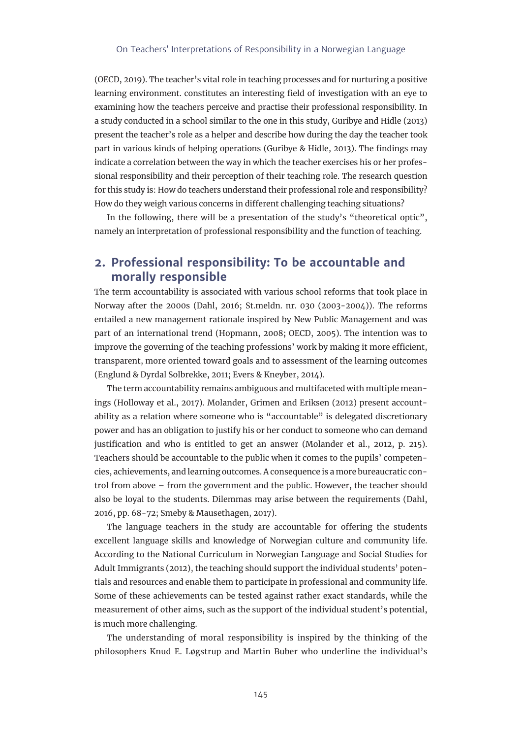(OECD, 2019). The teacher's vital role in teaching processes and for nurturing a positive learning environment. constitutes an interesting field of investigation with an eye to examining how the teachers perceive and practise their professional responsibility. In a study conducted in a school similar to the one in this study, Guribye and Hidle (2013) present the teacher's role as a helper and describe how during the day the teacher took part in various kinds of helping operations (Guribye & Hidle, 2013). The findings may indicate a correlation between the way in which the teacher exercises his or her professional responsibility and their perception of their teaching role. The research question for this study is: How do teachers understand their professional role and responsibility? How do they weigh various concerns in different challenging teaching situations?

In the following, there will be a presentation of the study's "theoretical optic", namely an interpretation of professional responsibility and the function of teaching.

## 2. Professional responsibility: To be accountable and morally responsible

The term accountability is associated with various school reforms that took place in Norway after the 2000s (Dahl, 2016; St.meldn. nr. 030 (2003-2004)). The reforms entailed a new management rationale inspired by New Public Management and was part of an international trend (Hopmann, 2008; OECD, 2005). The intention was to improve the governing of the teaching professions' work by making it more efficient, transparent, more oriented toward goals and to assessment of the learning outcomes (Englund & Dyrdal Solbrekke, 2011; Evers & Kneyber, 2014).

The term accountability remains ambiguous and multifaceted with multiple meanings (Holloway et al., 2017). Molander, Grimen and Eriksen (2012) present accountability as a relation where someone who is "accountable" is delegated discretionary power and has an obligation to justify his or her conduct to someone who can demand justification and who is entitled to get an answer (Molander et al., 2012, p. 215). Teachers should be accountable to the public when it comes to the pupils' competencies, achievements, and learning outcomes. A consequence is a more bureaucratic control from above – from the government and the public. However, the teacher should also be loyal to the students. Dilemmas may arise between the requirements (Dahl, 2016, pp. 68-72; Smeby & Mausethagen, 2017).

The language teachers in the study are accountable for offering the students excellent language skills and knowledge of Norwegian culture and community life. According to the National Curriculum in Norwegian Language and Social Studies for Adult Immigrants (2012), the teaching should support the individual students' potentials and resources and enable them to participate in professional and community life. Some of these achievements can be tested against rather exact standards, while the measurement of other aims, such as the support of the individual student's potential, is much more challenging.

The understanding of moral responsibility is inspired by the thinking of the philosophers Knud E. Løgstrup and Martin Buber who underline the individual's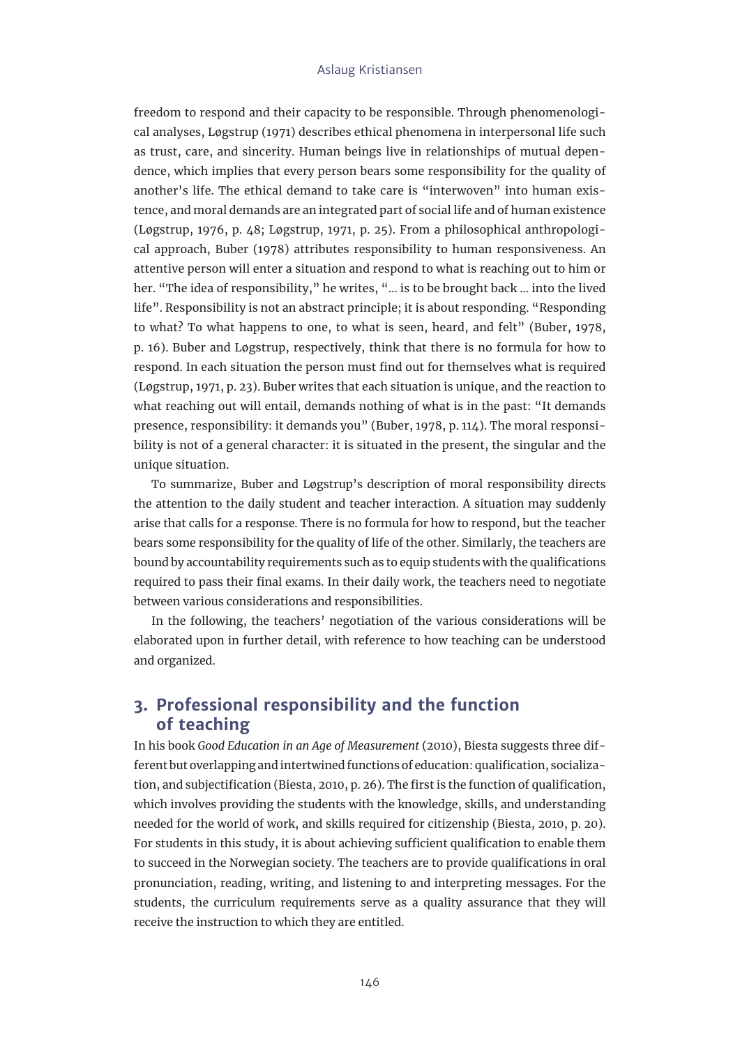freedom to respond and their capacity to be responsible. Through phenomenological analyses, Løgstrup (1971) describes ethical phenomena in interpersonal life such as trust, care, and sincerity. Human beings live in relationships of mutual dependence, which implies that every person bears some responsibility for the quality of another's life. The ethical demand to take care is "interwoven" into human existence, and moral demands are an integrated part of social life and of human existence (Løgstrup, 1976, p. 48; Løgstrup, 1971, p. 25). From a philosophical anthropological approach, Buber (1978) attributes responsibility to human responsiveness. An attentive person will enter a situation and respond to what is reaching out to him or her. "The idea of responsibility," he writes, "… is to be brought back … into the lived life". Responsibility is not an abstract principle; it is about responding. "Responding to what? To what happens to one, to what is seen, heard, and felt" (Buber, 1978, p. 16). Buber and Løgstrup, respectively, think that there is no formula for how to respond. In each situation the person must find out for themselves what is required (Løgstrup, 1971, p. 23). Buber writes that each situation is unique, and the reaction to what reaching out will entail, demands nothing of what is in the past: "It demands presence, responsibility: it demands you" (Buber, 1978, p. 114). The moral responsibility is not of a general character: it is situated in the present, the singular and the unique situation.

To summarize, Buber and Løgstrup's description of moral responsibility directs the attention to the daily student and teacher interaction. A situation may suddenly arise that calls for a response. There is no formula for how to respond, but the teacher bears some responsibility for the quality of life of the other. Similarly, the teachers are bound by accountability requirements such as to equip students with the qualifications required to pass their final exams. In their daily work, the teachers need to negotiate between various considerations and responsibilities.

In the following, the teachers' negotiation of the various considerations will be elaborated upon in further detail, with reference to how teaching can be understood and organized.

## 3. Professional responsibility and the function of teaching

In his book *Good Education in an Age of Measurement* (2010), Biesta suggests three different but overlapping and intertwined functions of education: qualification, socialization, and subjectification (Biesta, 2010, p. 26). The first is the function of qualification, which involves providing the students with the knowledge, skills, and understanding needed for the world of work, and skills required for citizenship (Biesta, 2010, p. 20). For students in this study, it is about achieving sufficient qualification to enable them to succeed in the Norwegian society. The teachers are to provide qualifications in oral pronunciation, reading, writing, and listening to and interpreting messages. For the students, the curriculum requirements serve as a quality assurance that they will receive the instruction to which they are entitled.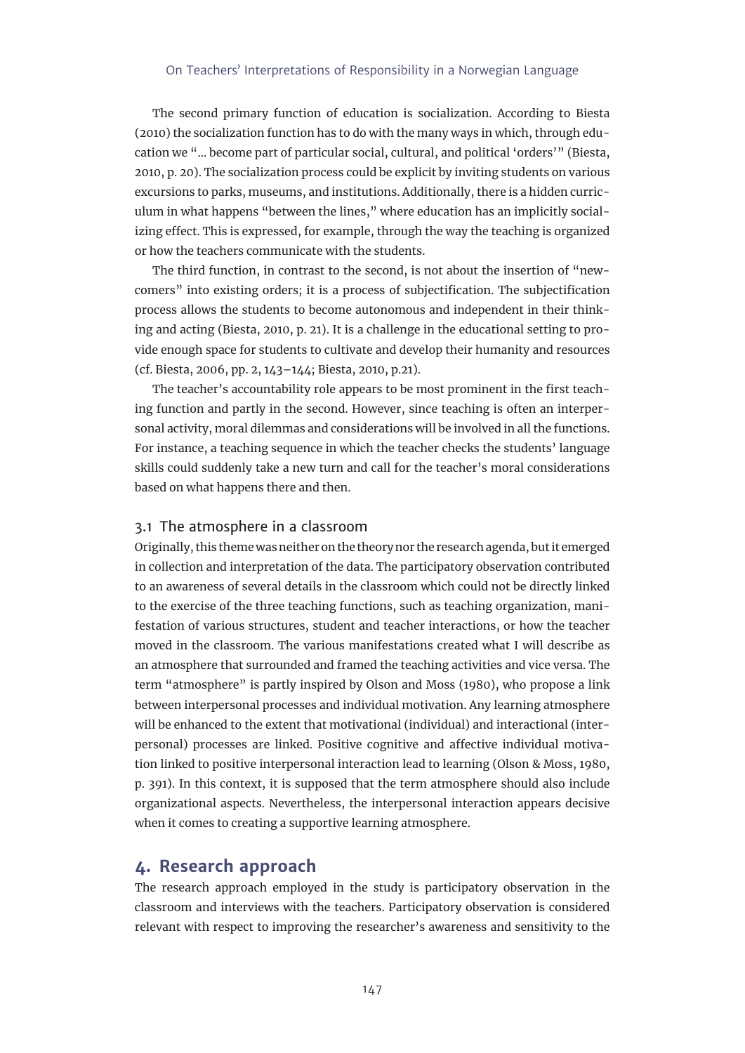The second primary function of education is socialization. According to Biesta (2010) the socialization function has to do with the many ways in which, through education we "… become part of particular social, cultural, and political 'orders'" (Biesta, 2010, p. 20). The socialization process could be explicit by inviting students on various excursions to parks, museums, and institutions. Additionally, there is a hidden curriculum in what happens "between the lines," where education has an implicitly socializing effect. This is expressed, for example, through the way the teaching is organized or how the teachers communicate with the students.

The third function, in contrast to the second, is not about the insertion of "newcomers" into existing orders; it is a process of subjectification. The subjectification process allows the students to become autonomous and independent in their thinking and acting (Biesta, 2010, p. 21). It is a challenge in the educational setting to provide enough space for students to cultivate and develop their humanity and resources (cf. Biesta, 2006, pp. 2, 143–144; Biesta, 2010, p.21).

The teacher's accountability role appears to be most prominent in the first teaching function and partly in the second. However, since teaching is often an interpersonal activity, moral dilemmas and considerations will be involved in all the functions. For instance, a teaching sequence in which the teacher checks the students' language skills could suddenly take a new turn and call for the teacher's moral considerations based on what happens there and then.

### 3.1 The atmosphere in a classroom

Originally, this theme was neither on the theory nor the research agenda, but it emerged in collection and interpretation of the data. The participatory observation contributed to an awareness of several details in the classroom which could not be directly linked to the exercise of the three teaching functions, such as teaching organization, manifestation of various structures, student and teacher interactions, or how the teacher moved in the classroom. The various manifestations created what I will describe as an atmosphere that surrounded and framed the teaching activities and vice versa. The term "atmosphere" is partly inspired by Olson and Moss (1980), who propose a link between interpersonal processes and individual motivation. Any learning atmosphere will be enhanced to the extent that motivational (individual) and interactional (interpersonal) processes are linked. Positive cognitive and affective individual motivation linked to positive interpersonal interaction lead to learning (Olson & Moss, 1980, p. 391). In this context, it is supposed that the term atmosphere should also include organizational aspects. Nevertheless, the interpersonal interaction appears decisive when it comes to creating a supportive learning atmosphere.

## 4. Research approach

The research approach employed in the study is participatory observation in the classroom and interviews with the teachers. Participatory observation is considered relevant with respect to improving the researcher's awareness and sensitivity to the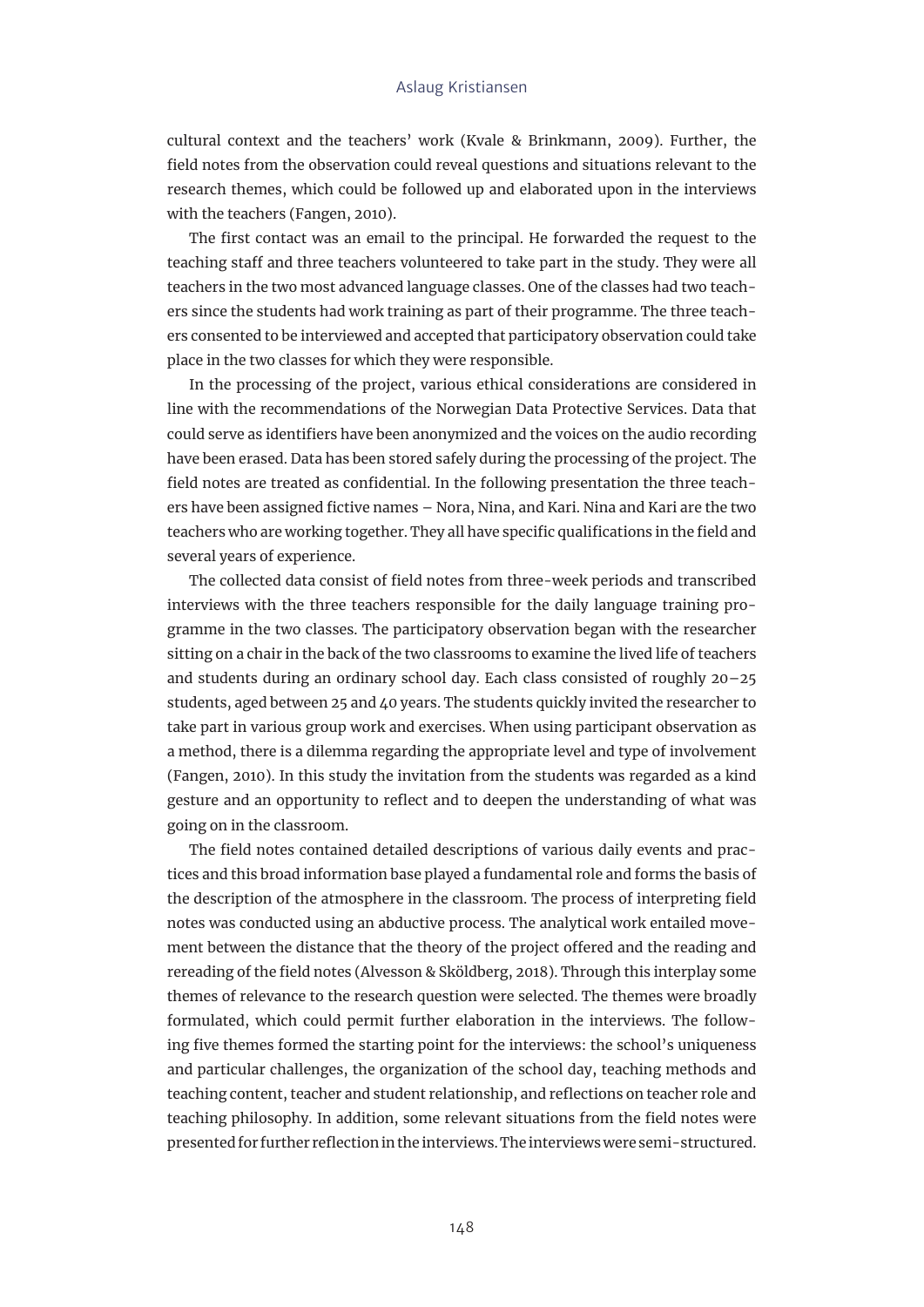cultural context and the teachers' work (Kvale & Brinkmann, 2009). Further, the field notes from the observation could reveal questions and situations relevant to the research themes, which could be followed up and elaborated upon in the interviews with the teachers (Fangen, 2010).

The first contact was an email to the principal. He forwarded the request to the teaching staff and three teachers volunteered to take part in the study. They were all teachers in the two most advanced language classes. One of the classes had two teachers since the students had work training as part of their programme. The three teachers consented to be interviewed and accepted that participatory observation could take place in the two classes for which they were responsible.

In the processing of the project, various ethical considerations are considered in line with the recommendations of the Norwegian Data Protective Services. Data that could serve as identifiers have been anonymized and the voices on the audio recording have been erased. Data has been stored safely during the processing of the project. The field notes are treated as confidential. In the following presentation the three teachers have been assigned fictive names – Nora, Nina, and Kari. Nina and Kari are the two teachers who are working together. They all have specific qualifications in the field and several years of experience.

The collected data consist of field notes from three-week periods and transcribed interviews with the three teachers responsible for the daily language training programme in the two classes. The participatory observation began with the researcher sitting on a chair in the back of the two classrooms to examine the lived life of teachers and students during an ordinary school day. Each class consisted of roughly 20–25 students, aged between 25 and 40 years. The students quickly invited the researcher to take part in various group work and exercises. When using participant observation as a method, there is a dilemma regarding the appropriate level and type of involvement (Fangen, 2010). In this study the invitation from the students was regarded as a kind gesture and an opportunity to reflect and to deepen the understanding of what was going on in the classroom.

The field notes contained detailed descriptions of various daily events and practices and this broad information base played a fundamental role and forms the basis of the description of the atmosphere in the classroom. The process of interpreting field notes was conducted using an abductive process. The analytical work entailed movement between the distance that the theory of the project offered and the reading and rereading of the field notes (Alvesson & Sköldberg, 2018). Through this interplay some themes of relevance to the research question were selected. The themes were broadly formulated, which could permit further elaboration in the interviews. The following five themes formed the starting point for the interviews: the school's uniqueness and particular challenges, the organization of the school day, teaching methods and teaching content, teacher and student relationship, and reflections on teacher role and teaching philosophy. In addition, some relevant situations from the field notes were presented for further reflection in the interviews. The interviews were semi-structured.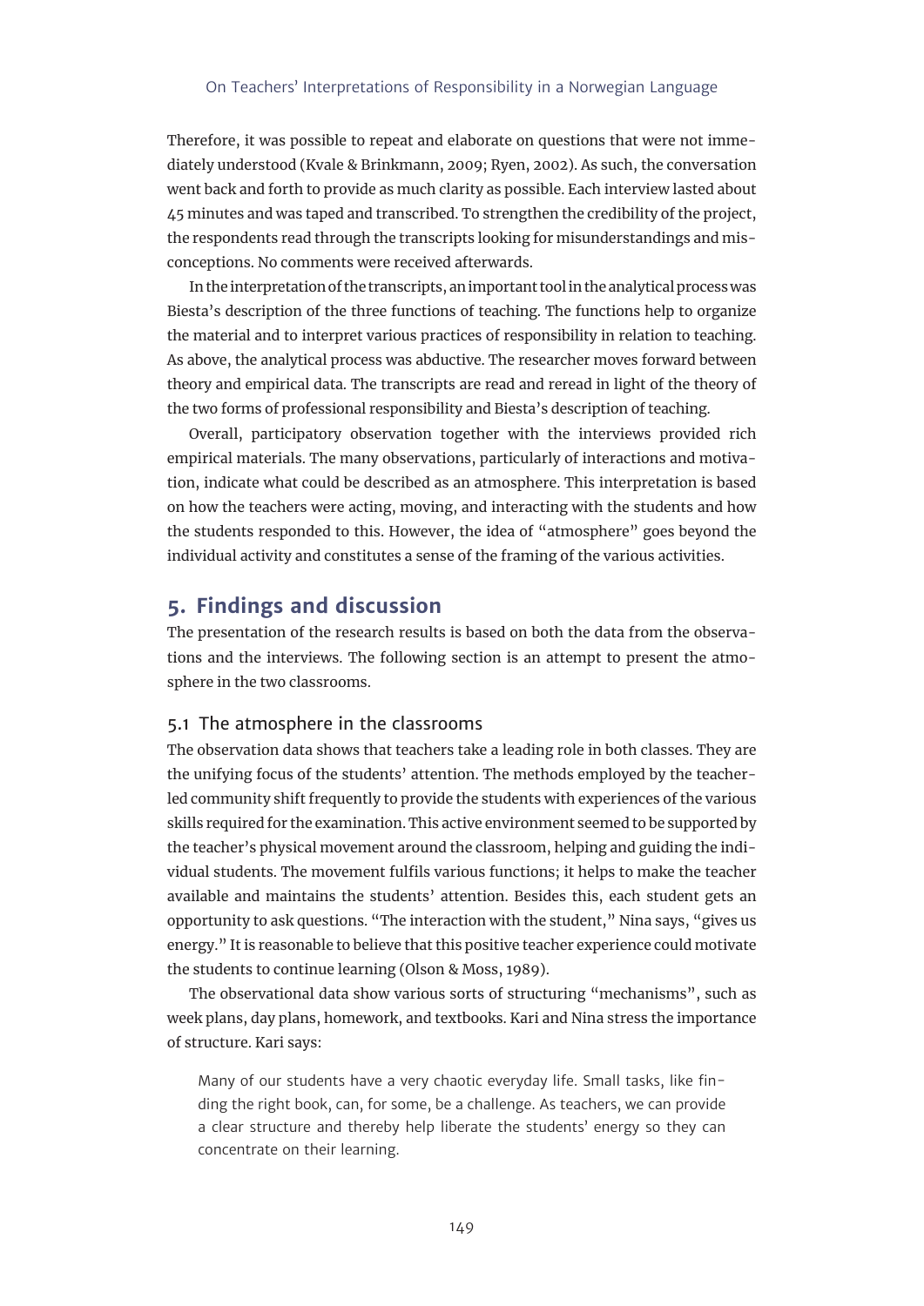Therefore, it was possible to repeat and elaborate on questions that were not immediately understood (Kvale & Brinkmann, 2009; Ryen, 2002). As such, the conversation went back and forth to provide as much clarity as possible. Each interview lasted about 45 minutes and was taped and transcribed. To strengthen the credibility of the project, the respondents read through the transcripts looking for misunderstandings and misconceptions. No comments were received afterwards.

In the interpretation of the transcripts, an important tool in the analytical process was Biesta's description of the three functions of teaching. The functions help to organize the material and to interpret various practices of responsibility in relation to teaching. As above, the analytical process was abductive. The researcher moves forward between theory and empirical data. The transcripts are read and reread in light of the theory of the two forms of professional responsibility and Biesta's description of teaching.

Overall, participatory observation together with the interviews provided rich empirical materials. The many observations, particularly of interactions and motivation, indicate what could be described as an atmosphere. This interpretation is based on how the teachers were acting, moving, and interacting with the students and how the students responded to this. However, the idea of "atmosphere" goes beyond the individual activity and constitutes a sense of the framing of the various activities.

## 5. Findings and discussion

The presentation of the research results is based on both the data from the observations and the interviews. The following section is an attempt to present the atmosphere in the two classrooms.

### 5.1 The atmosphere in the classrooms

The observation data shows that teachers take a leading role in both classes. They are the unifying focus of the students' attention. The methods employed by the teacher-led community shift frequently to provide the students with experiences of the various skills required for the examination. This active environment seemed to be supported by the teacher's physical movement around the classroom, helping and guiding the individual students. The movement fulfils various functions; it helps to make the teacher available and maintains the students' attention. Besides this, each student gets an opportunity to ask questions. "The interaction with the student," Nina says, "gives us energy." It is reasonable to believe that this positive teacher experience could motivate the students to continue learning (Olson & Moss, 1989).

The observational data show various sorts of structuring "mechanisms", such as week plans, day plans, homework, and textbooks. Kari and Nina stress the importance of structure. Kari says:

> Many of our students have a very chaotic everyday life. Small tasks, like finding the right book, can, for some, be a challenge. As teachers, we can provide a clear structure and thereby help liberate the students' energy so they can concentrate on their learning.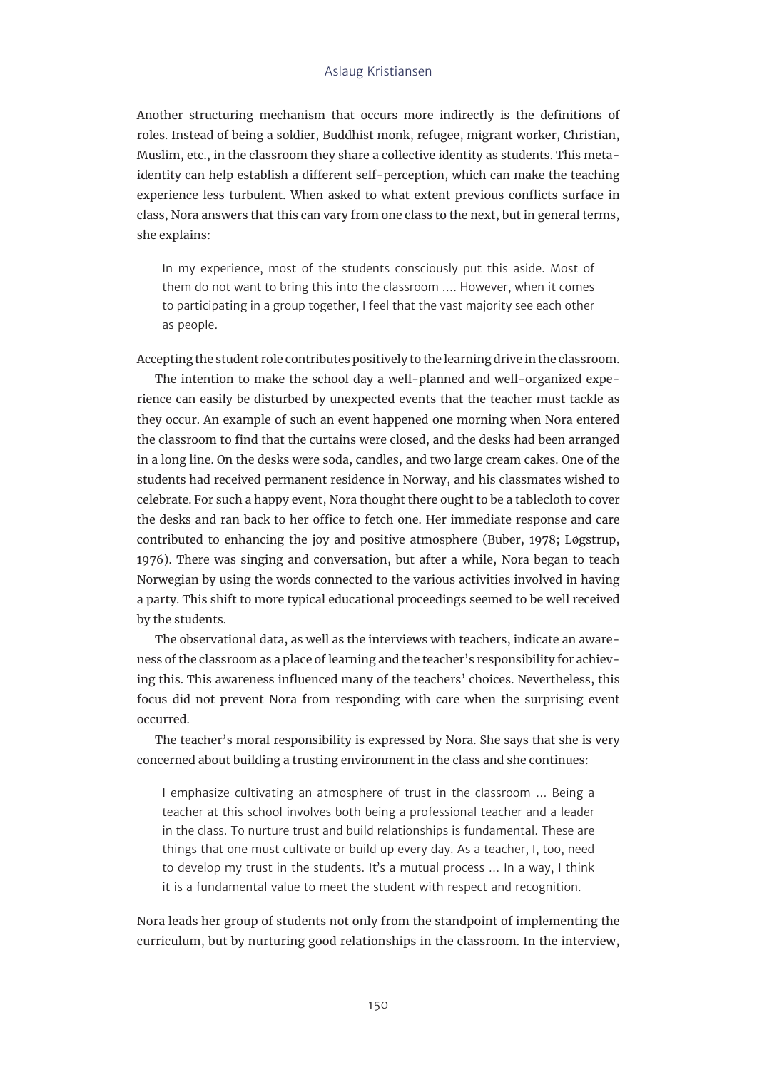Another structuring mechanism that occurs more indirectly is the definitions of roles. Instead of being a soldier, Buddhist monk, refugee, migrant worker, Christian, Muslim, etc., in the classroom they share a collective identity as students. This meta-identity can help establish a different self-perception, which can make the teaching experience less turbulent. When asked to what extent previous conflicts surface in class, Nora answers that this can vary from one class to the next, but in general terms, she explains:

> In my experience, most of the students consciously put this aside. Most of them do not want to bring this into the classroom .... However, when it comes to participating in a group together, I feel that the vast majority see each other as people.

Accepting the student role contributes positively to the learning drive in the classroom.

The intention to make the school day a well-planned and well-organized experience can easily be disturbed by unexpected events that the teacher must tackle as they occur. An example of such an event happened one morning when Nora entered the classroom to find that the curtains were closed, and the desks had been arranged in a long line. On the desks were soda, candles, and two large cream cakes. One of the students had received permanent residence in Norway, and his classmates wished to celebrate. For such a happy event, Nora thought there ought to be a tablecloth to cover the desks and ran back to her office to fetch one. Her immediate response and care contributed to enhancing the joy and positive atmosphere (Buber, 1978; Løgstrup, 1976). There was singing and conversation, but after a while, Nora began to teach Norwegian by using the words connected to the various activities involved in having a party. This shift to more typical educational proceedings seemed to be well received by the students.

The observational data, as well as the interviews with teachers, indicate an awareness of the classroom as a place of learning and the teacher's responsibility for achieving this. This awareness influenced many of the teachers' choices. Nevertheless, this focus did not prevent Nora from responding with care when the surprising event occurred.

The teacher's moral responsibility is expressed by Nora. She says that she is very concerned about building a trusting environment in the class and she continues:

> I emphasize cultivating an atmosphere of trust in the classroom ... Being a teacher at this school involves both being a professional teacher and a leader in the class. To nurture trust and build relationships is fundamental. These are things that one must cultivate or build up every day. As a teacher, I, too, need to develop my trust in the students. It's a mutual process ... In a way, I think it is a fundamental value to meet the student with respect and recognition.

Nora leads her group of students not only from the standpoint of implementing the curriculum, but by nurturing good relationships in the classroom. In the interview,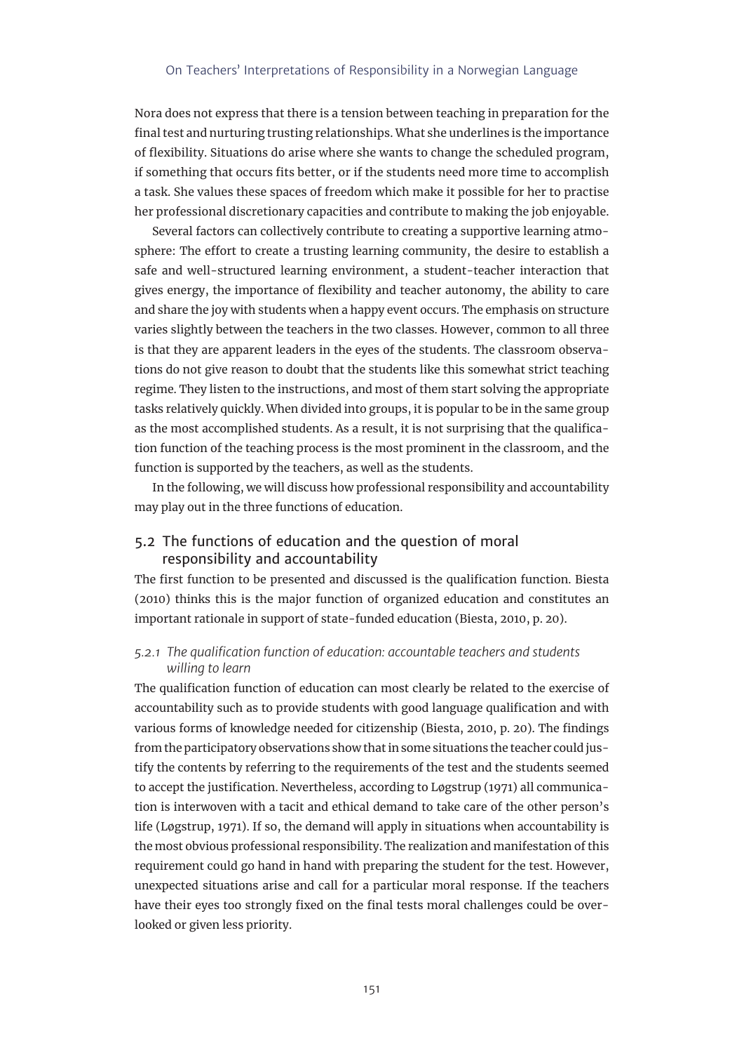Nora does not express that there is a tension between teaching in preparation for the final test and nurturing trusting relationships. What she underlines is the importance of flexibility. Situations do arise where she wants to change the scheduled program, if something that occurs fits better, or if the students need more time to accomplish a task. She values these spaces of freedom which make it possible for her to practise her professional discretionary capacities and contribute to making the job enjoyable.

Several factors can collectively contribute to creating a supportive learning atmosphere: The effort to create a trusting learning community, the desire to establish a safe and well-structured learning environment, a student-teacher interaction that gives energy, the importance of flexibility and teacher autonomy, the ability to care and share the joy with students when a happy event occurs. The emphasis on structure varies slightly between the teachers in the two classes. However, common to all three is that they are apparent leaders in the eyes of the students. The classroom observations do not give reason to doubt that the students like this somewhat strict teaching regime. They listen to the instructions, and most of them start solving the appropriate tasks relatively quickly. When divided into groups, it is popular to be in the same group as the most accomplished students. As a result, it is not surprising that the qualification function of the teaching process is the most prominent in the classroom, and the function is supported by the teachers, as well as the students.

In the following, we will discuss how professional responsibility and accountability may play out in the three functions of education.

## 5.2 The functions of education and the question of moral responsibility and accountability

The first function to be presented and discussed is the qualification function. Biesta (2010) thinks this is the major function of organized education and constitutes an important rationale in support of state-funded education (Biesta, 2010, p. 20).

### *5.2.1 The qualification function of education: accountable teachers and students willing to learn*

The qualification function of education can most clearly be related to the exercise of accountability such as to provide students with good language qualification and with various forms of knowledge needed for citizenship (Biesta, 2010, p. 20). The findings from the participatory observations show that in some situations the teacher could justify the contents by referring to the requirements of the test and the students seemed to accept the justification. Nevertheless, according to Løgstrup (1971) all communication is interwoven with a tacit and ethical demand to take care of the other person's life (Løgstrup, 1971). If so, the demand will apply in situations when accountability is the most obvious professional responsibility. The realization and manifestation of this requirement could go hand in hand with preparing the student for the test. However, unexpected situations arise and call for a particular moral response. If the teachers have their eyes too strongly fixed on the final tests moral challenges could be overlooked or given less priority.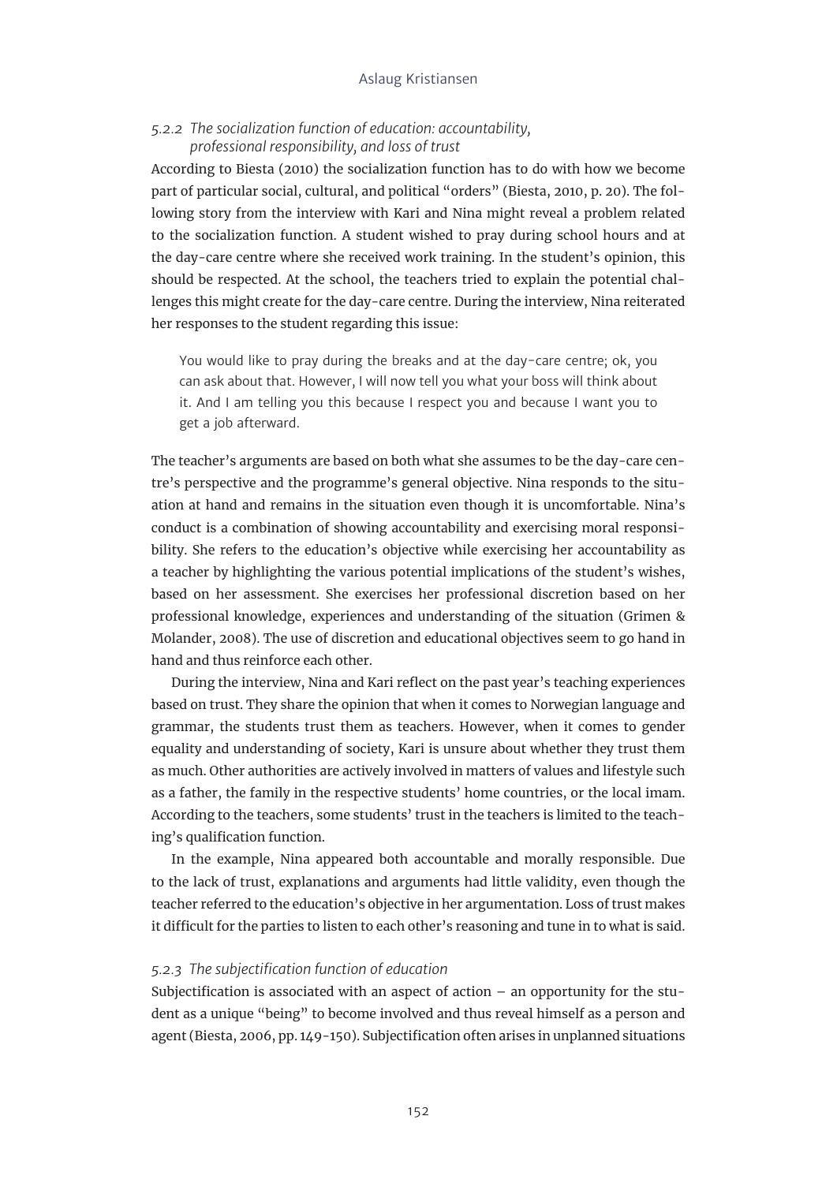#### *5.2.2 The socialization function of education: accountability, professional responsibility, and loss of trust*

According to Biesta (2010) the socialization function has to do with how we become part of particular social, cultural, and political "orders" (Biesta, 2010, p. 20). The following story from the interview with Kari and Nina might reveal a problem related to the socialization function. A student wished to pray during school hours and at the day-care centre where she received work training. In the student's opinion, this should be respected. At the school, the teachers tried to explain the potential challenges this might create for the day-care centre. During the interview, Nina reiterated her responses to the student regarding this issue:

> You would like to pray during the breaks and at the day-care centre; ok, you can ask about that. However, I will now tell you what your boss will think about it. And I am telling you this because I respect you and because I want you to get a job afterward.

The teacher's arguments are based on both what she assumes to be the day-care centre's perspective and the programme's general objective. Nina responds to the situation at hand and remains in the situation even though it is uncomfortable. Nina's conduct is a combination of showing accountability and exercising moral responsibility. She refers to the education's objective while exercising her accountability as a teacher by highlighting the various potential implications of the student's wishes, based on her assessment. She exercises her professional discretion based on her professional knowledge, experiences and understanding of the situation (Grimen & Molander, 2008). The use of discretion and educational objectives seem to go hand in hand and thus reinforce each other.

During the interview, Nina and Kari reflect on the past year's teaching experiences based on trust. They share the opinion that when it comes to Norwegian language and grammar, the students trust them as teachers. However, when it comes to gender equality and understanding of society, Kari is unsure about whether they trust them as much. Other authorities are actively involved in matters of values and lifestyle such as a father, the family in the respective students' home countries, or the local imam. According to the teachers, some students' trust in the teachers is limited to the teaching's qualification function.

In the example, Nina appeared both accountable and morally responsible. Due to the lack of trust, explanations and arguments had little validity, even though the teacher referred to the education's objective in her argumentation. Loss of trust makes it difficult for the parties to listen to each other's reasoning and tune in to what is said.

#### *5.2.3 The subjectification function of education*

Subjectification is associated with an aspect of action – an opportunity for the student as a unique "being" to become involved and thus reveal himself as a person and agent (Biesta, 2006, pp. 149-150). Subjectification often arises in unplanned situations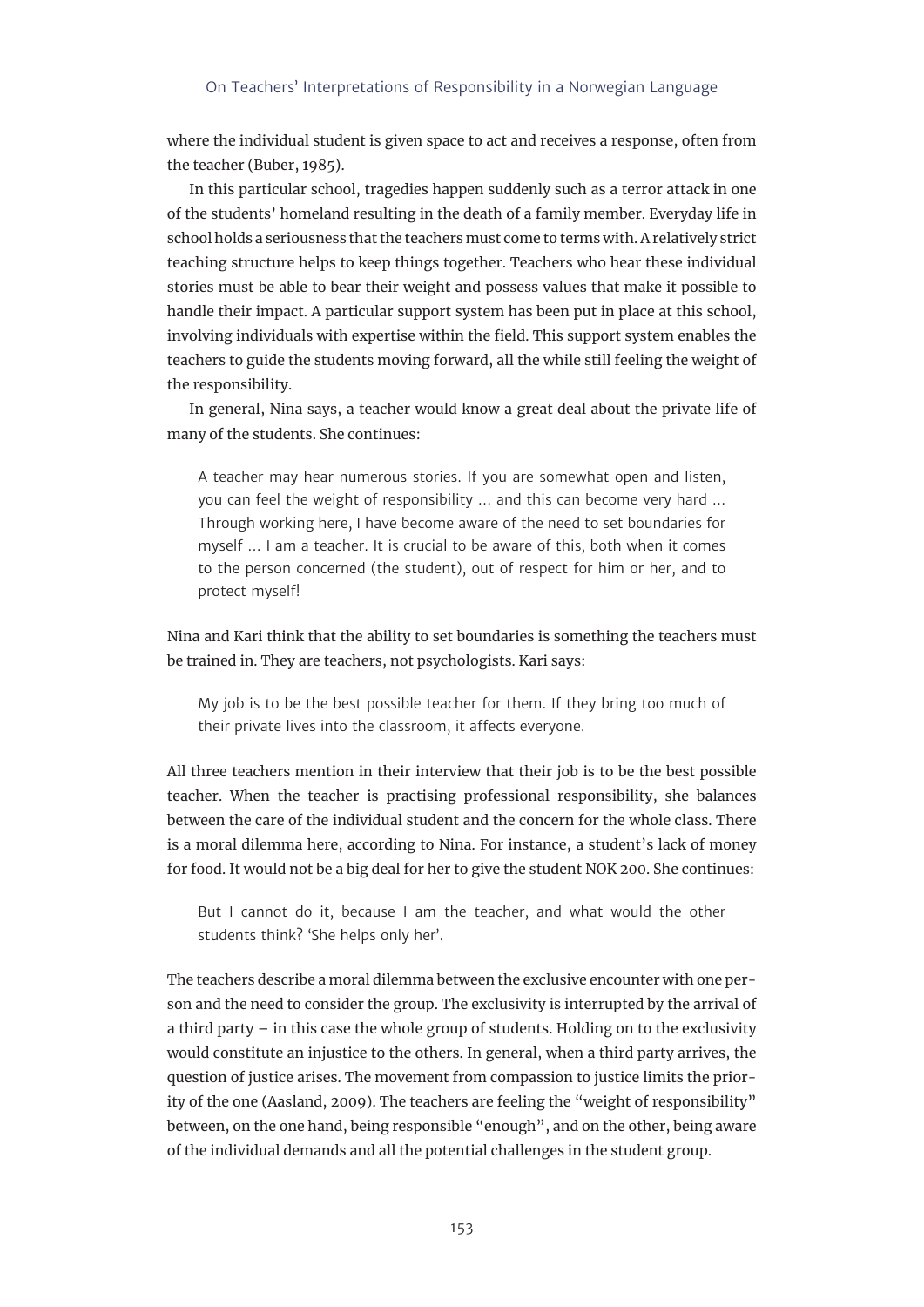where the individual student is given space to act and receives a response, often from the teacher (Buber, 1985).

In this particular school, tragedies happen suddenly such as a terror attack in one of the students' homeland resulting in the death of a family member. Everyday life in school holds a seriousness that the teachers must come to terms with. A relatively strict teaching structure helps to keep things together. Teachers who hear these individual stories must be able to bear their weight and possess values that make it possible to handle their impact. A particular support system has been put in place at this school, involving individuals with expertise within the field. This support system enables the teachers to guide the students moving forward, all the while still feeling the weight of the responsibility.

In general, Nina says, a teacher would know a great deal about the private life of many of the students. She continues:

> A teacher may hear numerous stories. If you are somewhat open and listen, you can feel the weight of responsibility … and this can become very hard … Through working here, I have become aware of the need to set boundaries for myself … I am a teacher. It is crucial to be aware of this, both when it comes to the person concerned (the student), out of respect for him or her, and to protect myself!

Nina and Kari think that the ability to set boundaries is something the teachers must be trained in. They are teachers, not psychologists. Kari says:

> My job is to be the best possible teacher for them. If they bring too much of their private lives into the classroom, it affects everyone.

All three teachers mention in their interview that their job is to be the best possible teacher. When the teacher is practising professional responsibility, she balances between the care of the individual student and the concern for the whole class. There is a moral dilemma here, according to Nina. For instance, a student's lack of money for food. It would not be a big deal for her to give the student NOK 200. She continues:

> But I cannot do it, because I am the teacher, and what would the other students think? 'She helps only her'.

The teachers describe a moral dilemma between the exclusive encounter with one person and the need to consider the group. The exclusivity is interrupted by the arrival of a third party – in this case the whole group of students. Holding on to the exclusivity would constitute an injustice to the others. In general, when a third party arrives, the question of justice arises. The movement from compassion to justice limits the priority of the one (Aasland, 2009). The teachers are feeling the "weight of responsibility" between, on the one hand, being responsible "enough", and on the other, being aware of the individual demands and all the potential challenges in the student group.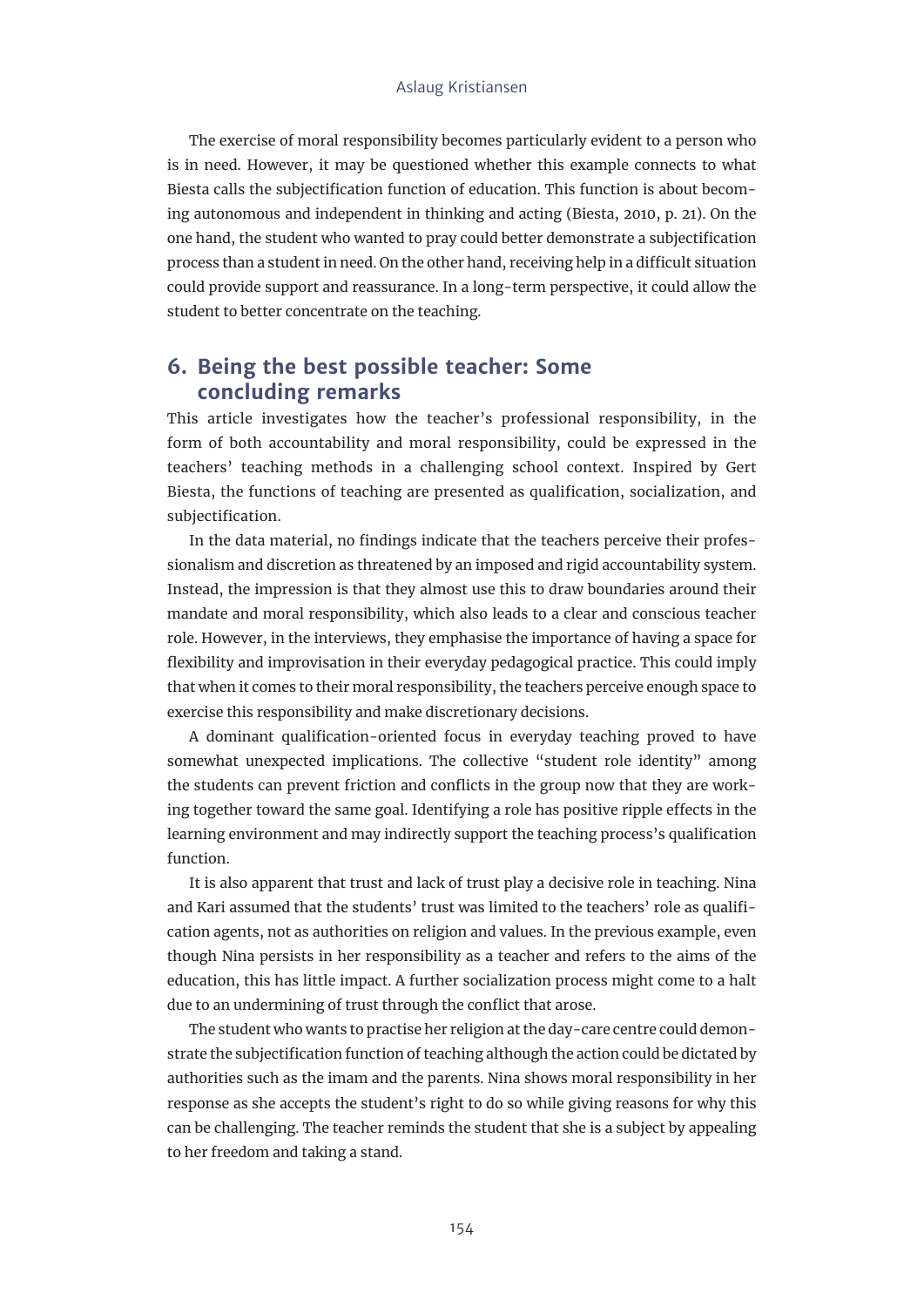The exercise of moral responsibility becomes particularly evident to a person who is in need. However, it may be questioned whether this example connects to what Biesta calls the subjectification function of education. This function is about becoming autonomous and independent in thinking and acting (Biesta, 2010, p. 21). On the one hand, the student who wanted to pray could better demonstrate a subjectification process than a student in need. On the other hand, receiving help in a difficult situation could provide support and reassurance. In a long-term perspective, it could allow the student to better concentrate on the teaching.

## 6. Being the best possible teacher: Some concluding remarks

This article investigates how the teacher's professional responsibility, in the form of both accountability and moral responsibility, could be expressed in the teachers' teaching methods in a challenging school context. Inspired by Gert Biesta, the functions of teaching are presented as qualification, socialization, and subjectification.

In the data material, no findings indicate that the teachers perceive their professionalism and discretion as threatened by an imposed and rigid accountability system. Instead, the impression is that they almost use this to draw boundaries around their mandate and moral responsibility, which also leads to a clear and conscious teacher role. However, in the interviews, they emphasise the importance of having a space for flexibility and improvisation in their everyday pedagogical practice. This could imply that when it comes to their moral responsibility, the teachers perceive enough space to exercise this responsibility and make discretionary decisions.

A dominant qualification-oriented focus in everyday teaching proved to have somewhat unexpected implications. The collective "student role identity" among the students can prevent friction and conflicts in the group now that they are working together toward the same goal. Identifying a role has positive ripple effects in the learning environment and may indirectly support the teaching process's qualification function.

It is also apparent that trust and lack of trust play a decisive role in teaching. Nina and Kari assumed that the students' trust was limited to the teachers' role as qualification agents, not as authorities on religion and values. In the previous example, even though Nina persists in her responsibility as a teacher and refers to the aims of the education, this has little impact. A further socialization process might come to a halt due to an undermining of trust through the conflict that arose.

The student who wants to practise her religion at the day-care centre could demonstrate the subjectification function of teaching although the action could be dictated by authorities such as the imam and the parents. Nina shows moral responsibility in her response as she accepts the student's right to do so while giving reasons for why this can be challenging. The teacher reminds the student that she is a subject by appealing to her freedom and taking a stand.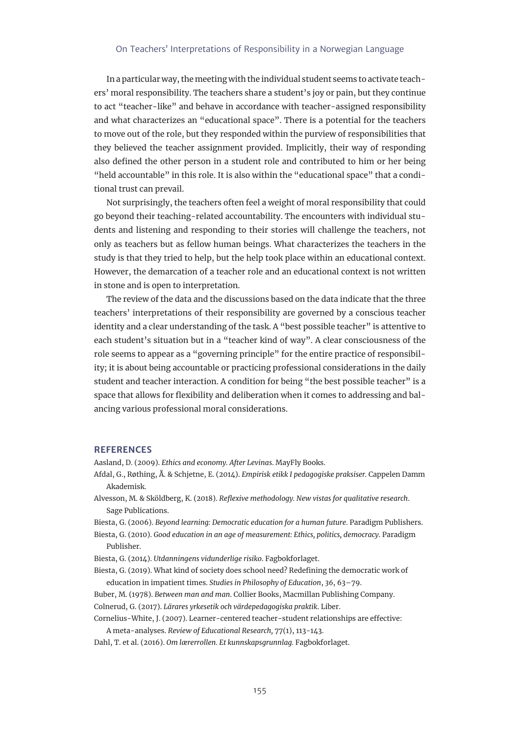In a particular way, the meeting with the individual student seems to activate teachers' moral responsibility. The teachers share a student's joy or pain, but they continue to act "teacher-like" and behave in accordance with teacher-assigned responsibility and what characterizes an "educational space". There is a potential for the teachers to move out of the role, but they responded within the purview of responsibilities that they believed the teacher assignment provided. Implicitly, their way of responding also defined the other person in a student role and contributed to him or her being "held accountable" in this role. It is also within the "educational space" that a conditional trust can prevail.

Not surprisingly, the teachers often feel a weight of moral responsibility that could go beyond their teaching-related accountability. The encounters with individual students and listening and responding to their stories will challenge the teachers, not only as teachers but as fellow human beings. What characterizes the teachers in the study is that they tried to help, but the help took place within an educational context. However, the demarcation of a teacher role and an educational context is not written in stone and is open to interpretation.

The review of the data and the discussions based on the data indicate that the three teachers' interpretations of their responsibility are governed by a conscious teacher identity and a clear understanding of the task. A "best possible teacher" is attentive to each student's situation but in a "teacher kind of way". A clear consciousness of the role seems to appear as a "governing principle" for the entire practice of responsibility; it is about being accountable or practicing professional considerations in the daily student and teacher interaction. A condition for being "the best possible teacher" is a space that allows for flexibility and deliberation when it comes to addressing and balancing various professional moral considerations.

## REFERENCES

Aasland, D. (2009). *Ethics and economy. After Levinas*. MayFly Books.

Afdal, G., Røthing, Å. & Schjetne, E. (2014). *Empirisk etikk I pedagogiske praksiser.* Cappelen Damm Akademisk.

Alvesson, M. & Sköldberg, K. (2018). *Reflexive methodology. New vistas for qualitative research*. Sage Publications.

Biesta, G. (2006). *Beyond learning: Democratic education for a human future*. Paradigm Publishers.

Biesta, G. (2010). *Good education in an age of measurement: Ethics, politics, democracy*. Paradigm Publisher.

Biesta, G. (2014). *Utdanningens vidunderlige risiko*. Fagbokforlaget.

Biesta, G. (2019). What kind of society does school need? Redefining the democratic work of education in impatient times. *Studies in Philosophy of Education*, *36*, 63–79.

Buber, M. (1978). *Between man and man*. Collier Books, Macmillan Publishing Company.

Colnerud, G. (2017). *Lärares yrkesetik och värdepedagogiska praktik*. Liber.

Cornelius-White, J. (2007). Learner-centered teacher-student relationships are effective: A meta-analyses. *Review of Educational Research,* 77(1), 113-143.

Dahl, T. et al. (2016). *Om lærerrollen. Et kunnskapsgrunnlag.* Fagbokforlaget.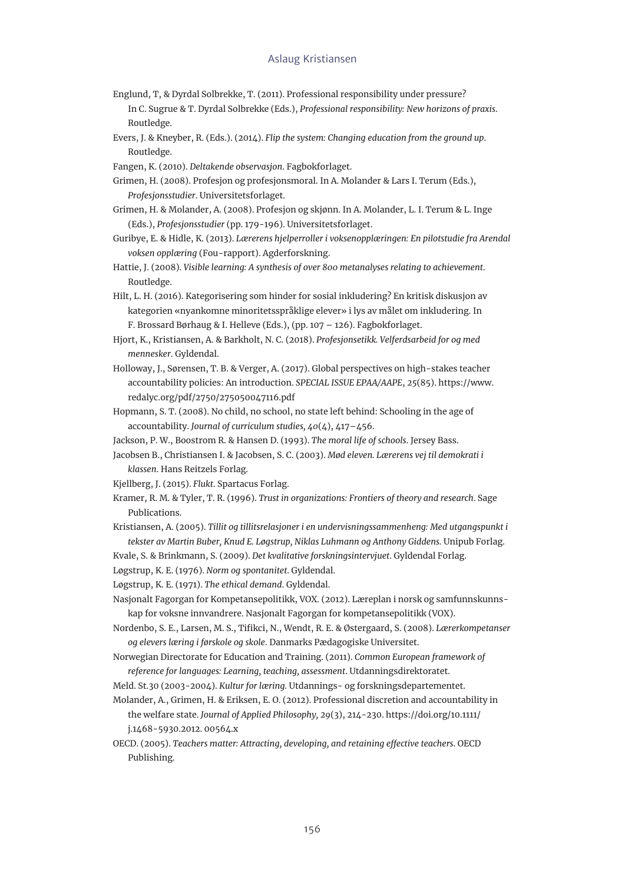Englund, T, & Dyrdal Solbrekke, T. (2011). Professional responsibility under pressure? In C. Sugrue & T. Dyrdal Solbrekke (Eds.), *Professional responsibility: New horizons of praxis*. Routledge.

Evers, J. & Kneyber, R. (Eds.). (2014). *Flip the system: Changing education from the ground up*. Routledge.

Fangen, K. (2010). *Deltakende observasjon*. Fagbokforlaget.

Grimen, H. (2008). Profesjon og profesjonsmoral. In A. Molander & Lars I. Terum (Eds.), *Profesjonsstudier*. Universitetsforlaget.

Grimen, H. & Molander, A. (2008). Profesjon og skjønn. In A. Molander, L. I. Terum & L. Inge (Eds.), *Profesjonsstudier* (pp. 179-196). Universitetsforlaget.

Guribye, E. & Hidle, K. (2013). *Lærerens hjelperroller i voksenopplæringen: En pilotstudie fra Arendal voksen opplæring* (Fou-rapport). Agderforskning.

Hattie, J. (2008). *Visible learning: A synthesis of over 800 metanalyses relating to achievement*. Routledge.

Hilt, L. H. (2016). Kategorisering som hinder for sosial inkludering? En kritisk diskusjon av kategorien «nyankomne minoritetsspråklige elever» i lys av målet om inkludering. In F. Brossard Børhaug & I. Helleve (Eds.), (pp. 107 – 126). Fagbokforlaget.

Hjort, K., Kristiansen, A. & Barkholt, N. C. (2018). *Profesjonsetikk. Velferdsarbeid for og med mennesker*. Gyldendal.

Holloway, J., Sørensen, T. B. & Verger, A. (2017). Global perspectives on high-stakes teacher accountability policies: An introduction. *SPECIAL ISSUE EPAA/AAPE*, *25*(85). https://www.redalyc.org/pdf/2750/275050047116.pdf

Hopmann, S. T. (2008). No child, no school, no state left behind: Schooling in the age of accountability. *Journal of curriculum studies*, *40*(4), 417–456.

Jackson, P. W., Boostrom R. & Hansen D. (1993). *The moral life of schools*. Jersey Bass.

Jacobsen B., Christiansen I. & Jacobsen, S. C. (2003). *Mød eleven. Lærerens vej til demokrati i klassen*. Hans Reitzels Forlag.

Kjellberg, J. (2015). *Flukt*. Spartacus Forlag.

Kramer, R. M. & Tyler, T. R. (1996). *Trust in organizations: Frontiers of theory and research*. Sage Publications.

Kristiansen, A. (2005). *Tillit og tillitsrelasjoner i en undervisningssammenheng: Med utgangspunkt i tekster av Martin Buber, Knud E. Løgstrup, Niklas Luhmann og Anthony Giddens*. Unipub Forlag.

Kvale, S. & Brinkmann, S. (2009). *Det kvalitative forskningsintervjuet*. Gyldendal Forlag.

Løgstrup, K. E. (1976). *Norm og spontanitet*. Gyldendal.

Løgstrup, K. E. (1971). *The ethical demand*. Gyldendal.

Nasjonalt Fagorgan for Kompetansepolitikk, VOX. (2012). Læreplan i norsk og samfunnskunnskap for voksne innvandrere. Nasjonalt Fagorgan for kompetansepolitikk (VOX).

Nordenbo, S. E., Larsen, M. S., Tifikci, N., Wendt, R. E. & Østergaard, S. (2008). *Lærerkompetanser og elevers læring i førskole og skole*. Danmarks Pædagogiske Universitet.

Norwegian Directorate for Education and Training. (2011). *Common European framework of reference for languages: Learning, teaching, assessment*. Utdanningsdirektoratet.

Meld. St.30 (2003-2004). *Kultur for læring*. Utdannings- og forskningsdepartementet.

Molander, A., Grimen, H. & Eriksen, E. O. (2012). Professional discretion and accountability in the welfare state. *Journal of Applied Philosophy*, *29*(3), 214-230. https://doi.org/10.1111/j.1468-5930.2012.00564.x

OECD. (2005). *Teachers matter: Attracting, developing, and retaining effective teachers*. OECD Publishing.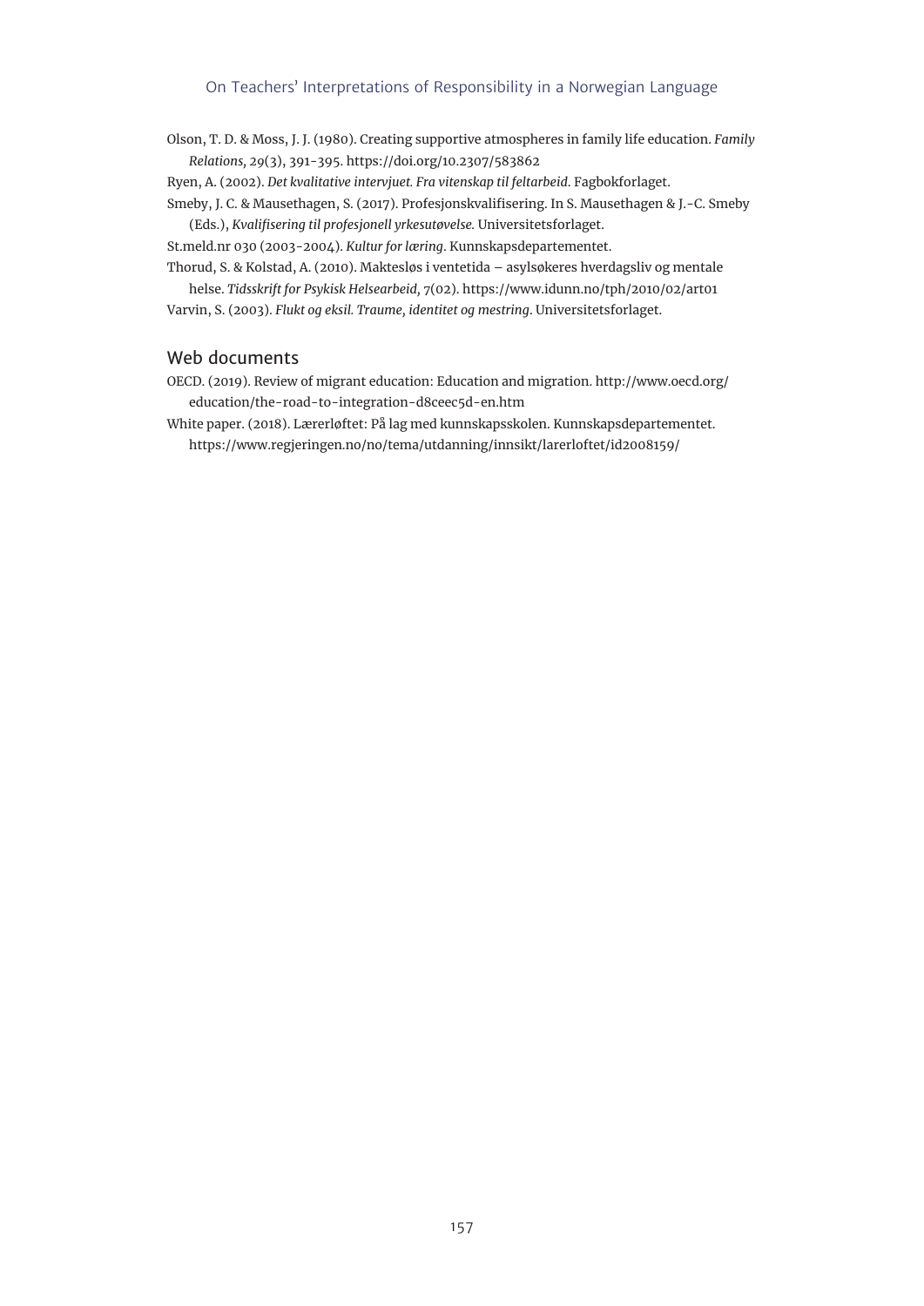Olson, T. D. & Moss, J. J. (1980). Creating supportive atmospheres in family life education. *Family Relations, 29*(3), 391-395. https://doi.org/10.2307/583862

Ryen, A. (2002). *Det kvalitative intervjuet. Fra vitenskap til feltarbeid*. Fagbokforlaget.

Smeby, J. C. & Mausethagen, S. (2017). Profesjonskvalifisering. In S. Mausethagen & J.-C. Smeby (Eds.), *Kvalifisering til profesjonell yrkesutøvelse.* Universitetsforlaget.

St.meld.nr 030 (2003-2004). *Kultur for læring*. Kunnskapsdepartementet.

Thorud, S. & Kolstad, A. (2010). Maktesløs i ventetida – asylsøkeres hverdagsliv og mentale helse. *Tidsskrift for Psykisk Helsearbeid, 7*(02). https://www.idunn.no/tph/2010/02/art01

Varvin, S. (2003). *Flukt og eksil. Traume, identitet og mestring*. Universitetsforlaget.

## Web documents

OECD. (2019). Review of migrant education: Education and migration. http://www.oecd.org/education/the-road-to-integration-d8ceec5d-en.htm

White paper. (2018). Lærerløftet: På lag med kunnskapsskolen. Kunnskapsdepartementet. https://www.regjeringen.no/no/tema/utdanning/innsikt/larerloftet/id2008159/